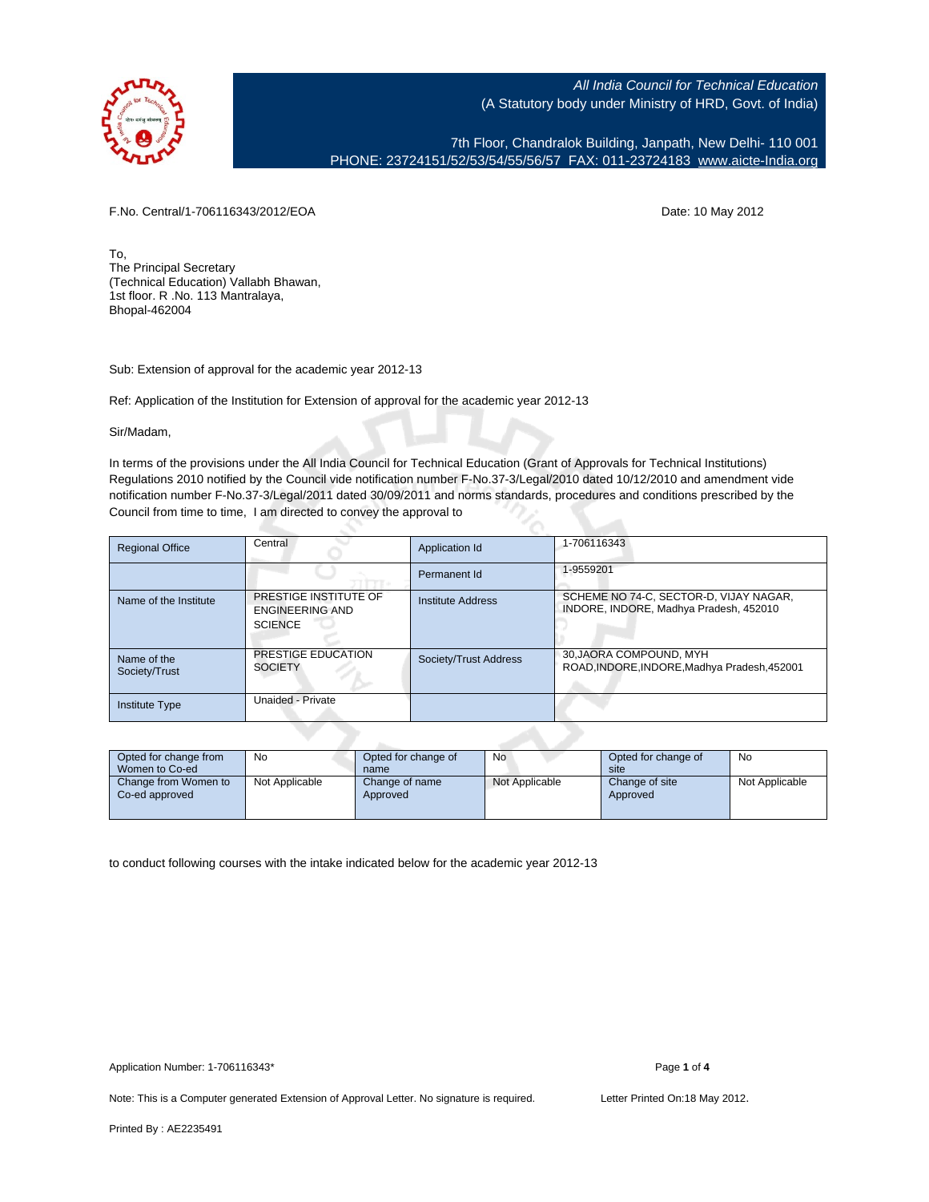*All India Council for Technical Education*
(A Statutory body under Ministry of HRD, Govt. of India)

7th Floor, Chandralok Building, Janpath, New Delhi- 110 001
PHONE: 23724151/52/53/54/55/56/57 FAX: 011-23724183 www.aicte-India.org

F.No. Central/1-706116343/2012/EOA

Date: 10 May 2012

To,
The Principal Secretary
(Technical Education) Vallabh Bhawan,
1st floor. R .No. 113 Mantralaya,
Bhopal-462004

Sub: Extension of approval for the academic year 2012-13

Ref: Application of the Institution for Extension of approval for the academic year 2012-13

Sir/Madam,

In terms of the provisions under the All India Council for Technical Education (Grant of Approvals for Technical Institutions) Regulations 2010 notified by the Council vide notification number F-No.37-3/Legal/2010 dated 10/12/2010 and amendment vide notification number F-No.37-3/Legal/2011 dated 30/09/2011 and norms standards, procedures and conditions prescribed by the Council from time to time, I am directed to convey the approval to

| Regional Office | Central | Application Id | 1-706116343 |
|---|---|---|---|
| | | Permanent Id | 1-9559201 |
| Name of the Institute | PRESTIGE INSTITUTE OF ENGINEERING AND SCIENCE | Institute Address | SCHEME NO 74-C, SECTOR-D, VIJAY NAGAR, INDORE, INDORE, Madhya Pradesh, 452010 |
| Name of the Society/Trust | PRESTIGE EDUCATION SOCIETY | Society/Trust Address | 30,JAORA COMPOUND, MYH ROAD,INDORE,INDORE,Madhya Pradesh,452001 |
| Institute Type | Unaided - Private | | |

| Opted for change from Women to Co-ed | No | Opted for change of name | No | Opted for change of site | No |
|---|---|---|---|---|---|
| Change from Women to Co-ed approved | Not Applicable | Change of name Approved | Not Applicable | Change of site Approved | Not Applicable |

to conduct following courses with the intake indicated below for the academic year 2012-13

Application Number: 1-706116343*

Note: This is a Computer generated Extension of Approval Letter. No signature is required.

Letter Printed On:18 May 2012.

Printed By : AE2235491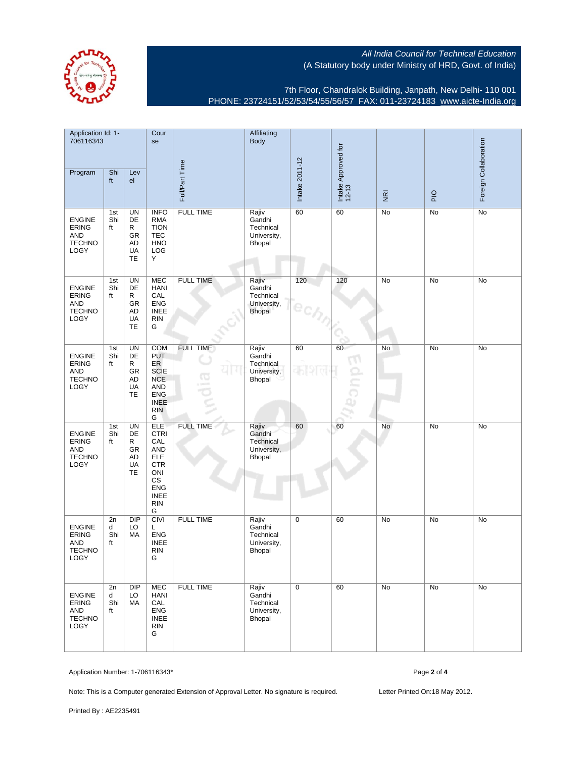All India Council for Technical Education
(A Statutory body under Ministry of HRD, Govt. of India)

7th Floor, Chandralok Building, Janpath, New Delhi- 110 001
PHONE: 23724151/52/53/54/55/56/57 FAX: 011-23724183 www.aicte-India.org

| Application Id: 1-706116343 | | | Course | Full/Part Time | Affiliating Body | Intake 2011-12 | Intake Approved for 12-13 | NRI | PIO | Foreign Collaboration |
|---|---|---|---|---|---|---|---|---|---|---|
| Program | Shift | Level | | | | | | | | |
| ENGINEERING AND TECHNOLOGY | 1st Shift | UNDER GRADUATE | INFORMATION TECHNOLOGY | FULL TIME | Rajiv Gandhi Technical University, Bhopal | 60 | 60 | No | No | No |
| ENGINEERING AND TECHNOLOGY | 1st Shift | UNDER GRADUATE | MECHANICAL ENGINEERING | FULL TIME | Rajiv Gandhi Technical University, Bhopal | 120 | 120 | No | No | No |
| ENGINEERING AND TECHNOLOGY | 1st Shift | UNDER GRADUATE | COMPUTER SCIENCE AND ENGINEERING | FULL TIME | Rajiv Gandhi Technical University, Bhopal | 60 | 60 | No | No | No |
| ENGINEERING AND TECHNOLOGY | 1st Shift | UNDER GRADUATE | ELECTRICAL AND ELECTRONICS ENGINEERING | FULL TIME | Rajiv Gandhi Technical University, Bhopal | 60 | 60 | No | No | No |
| ENGINEERING AND TECHNOLOGY | 2nd Shift | DIPLOMA | CIVIL ENGINEERING | FULL TIME | Rajiv Gandhi Technical University, Bhopal | 0 | 60 | No | No | No |
| ENGINEERING AND TECHNOLOGY | 2nd Shift | DIPLOMA | MECHANICAL ENGINEERING | FULL TIME | Rajiv Gandhi Technical University, Bhopal | 0 | 60 | No | No | No |

Application Number: 1-706116343*

Note: This is a Computer generated Extension of Approval Letter. No signature is required.

Letter Printed On:18 May 2012.

Printed By : AE2235491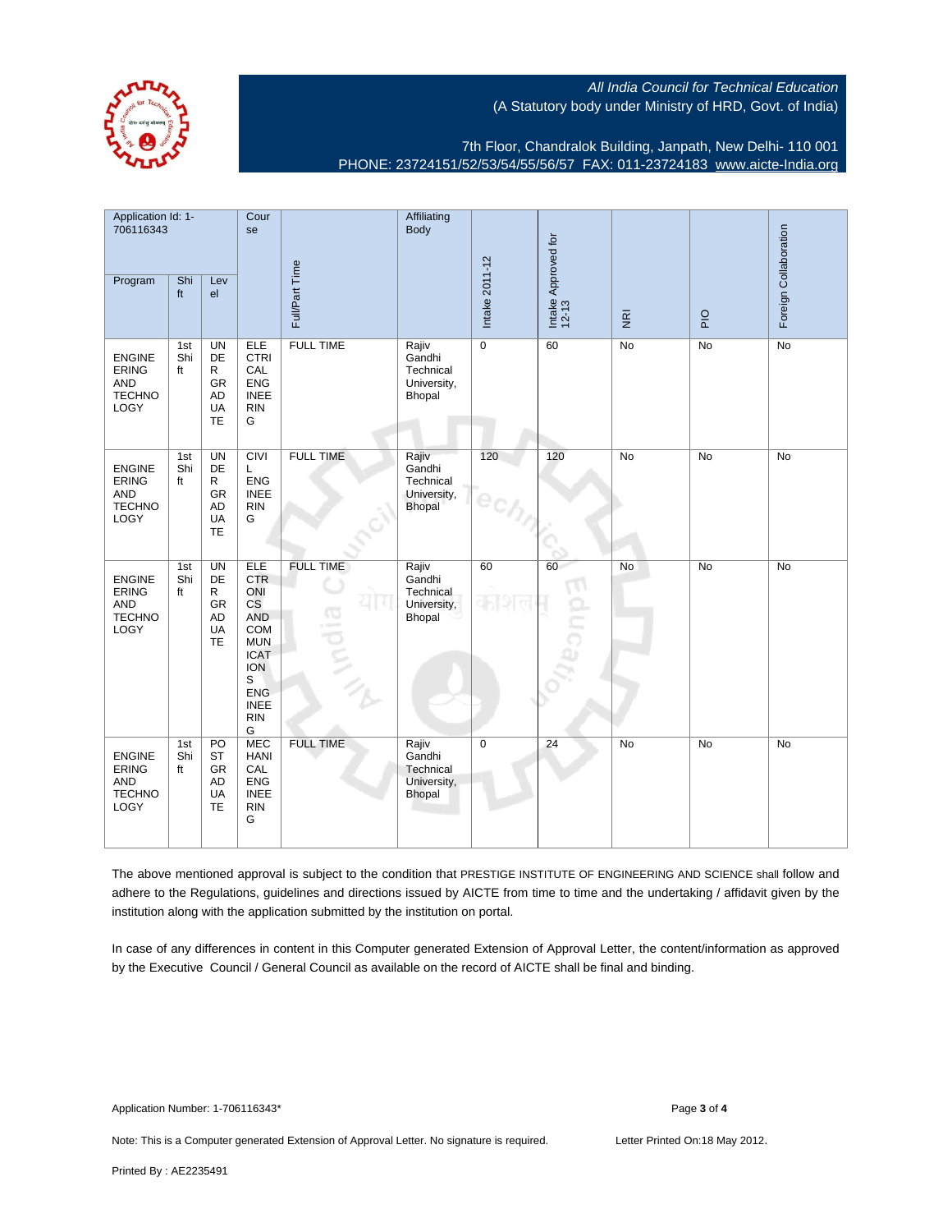All India Council for Technical Education
(A Statutory body under Ministry of HRD, Govt. of India)

7th Floor, Chandralok Building, Janpath, New Delhi- 110 001
PHONE: 23724151/52/53/54/55/56/57 FAX: 011-23724183 www.aicte-India.org

| Application Id: 1-706116343 | | | Course | Full/Part Time | Affiliating Body | Intake 2011-12 | Intake Approved for 12-13 | NRI | PIO | Foreign Collaboration |
|---|---|---|---|---|---|---|---|---|---|---|
| Program | Shift | Level | | | | | | | | |
| ENGINEERING AND TECHNOLOGY | 1st Shift | UNDER GRADUATE | ELECTRICAL ENGINEERING | FULL TIME | Rajiv Gandhi Technical University, Bhopal | 0 | 60 | No | No | No |
| ENGINEERING AND TECHNOLOGY | 1st Shift | UNDER GRADUATE | CIVIL ENGINEERING | FULL TIME | Rajiv Gandhi Technical University, Bhopal | 120 | 120 | No | No | No |
| ENGINEERING AND TECHNOLOGY | 1st Shift | UNDER GRADUATE | ELECTRONICS AND COMMUNICATIONS ENGINEERING | FULL TIME | Rajiv Gandhi Technical University, Bhopal | 60 | 60 | No | No | No |
| ENGINEERING AND TECHNOLOGY | 1st Shift | POST GRADUATE | MECHANICAL ENGINEERING | FULL TIME | Rajiv Gandhi Technical University, Bhopal | 0 | 24 | No | No | No |

The above mentioned approval is subject to the condition that PRESTIGE INSTITUTE OF ENGINEERING AND SCIENCE shall follow and adhere to the Regulations, guidelines and directions issued by AICTE from time to time and the undertaking / affidavit given by the institution along with the application submitted by the institution on portal.

In case of any differences in content in this Computer generated Extension of Approval Letter, the content/information as approved by the Executive Council / General Council as available on the record of AICTE shall be final and binding.

Application Number: 1-706116343*

Note: This is a Computer generated Extension of Approval Letter. No signature is required. Letter Printed On:18 May 2012.

Printed By : AE2235491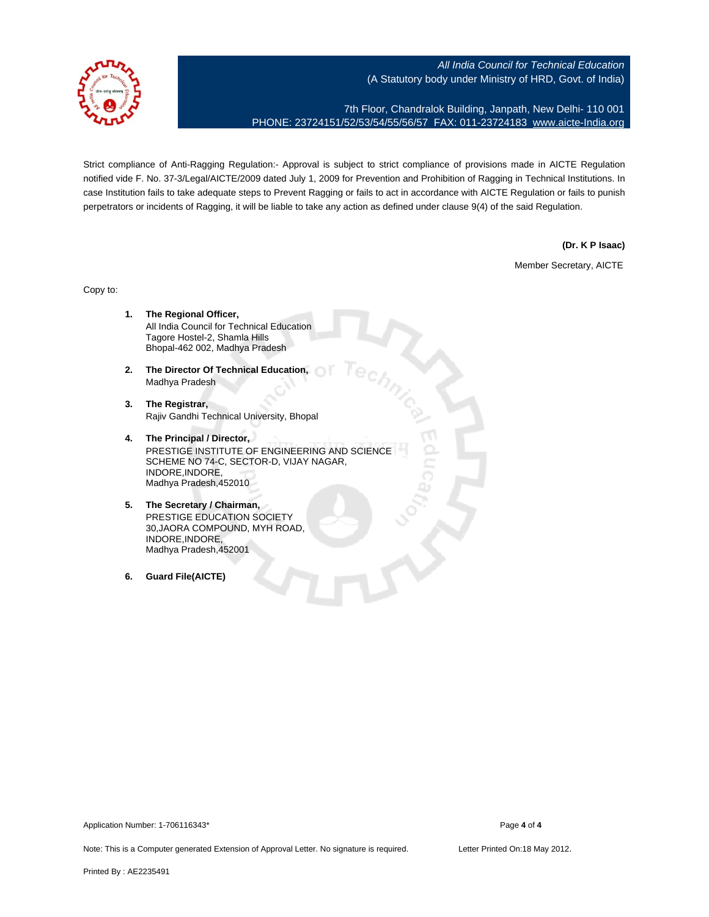Strict compliance of Anti-Ragging Regulation:- Approval is subject to strict compliance of provisions made in AICTE Regulation notified vide F. No. 37-3/Legal/AICTE/2009 dated July 1, 2009 for Prevention and Prohibition of Ragging in Technical Institutions. In case Institution fails to take adequate steps to Prevent Ragging or fails to act in accordance with AICTE Regulation or fails to punish perpetrators or incidents of Ragging, it will be liable to take any action as defined under clause 9(4) of the said Regulation.

**(Dr. K P Isaac)**

Member Secretary, AICTE

Copy to:

1. **The Regional Officer,**
   All India Council for Technical Education
   Tagore Hostel-2, Shamla Hills
   Bhopal-462 002, Madhya Pradesh

2. **The Director Of Technical Education,**
   Madhya Pradesh

3. **The Registrar,**
   Rajiv Gandhi Technical University, Bhopal

4. **The Principal / Director,**
   PRESTIGE INSTITUTE OF ENGINEERING AND SCIENCE
   SCHEME NO 74-C, SECTOR-D, VIJAY NAGAR,
   INDORE,INDORE,
   Madhya Pradesh,452010

5. **The Secretary / Chairman,**
   PRESTIGE EDUCATION SOCIETY
   30,JAORA COMPOUND, MYH ROAD,
   INDORE,INDORE,
   Madhya Pradesh,452001

6. **Guard File(AICTE)**

Application Number: 1-706116343*

Note: This is a Computer generated Extension of Approval Letter. No signature is required.

Letter Printed On:18 May 2012.

Printed By : AE2235491